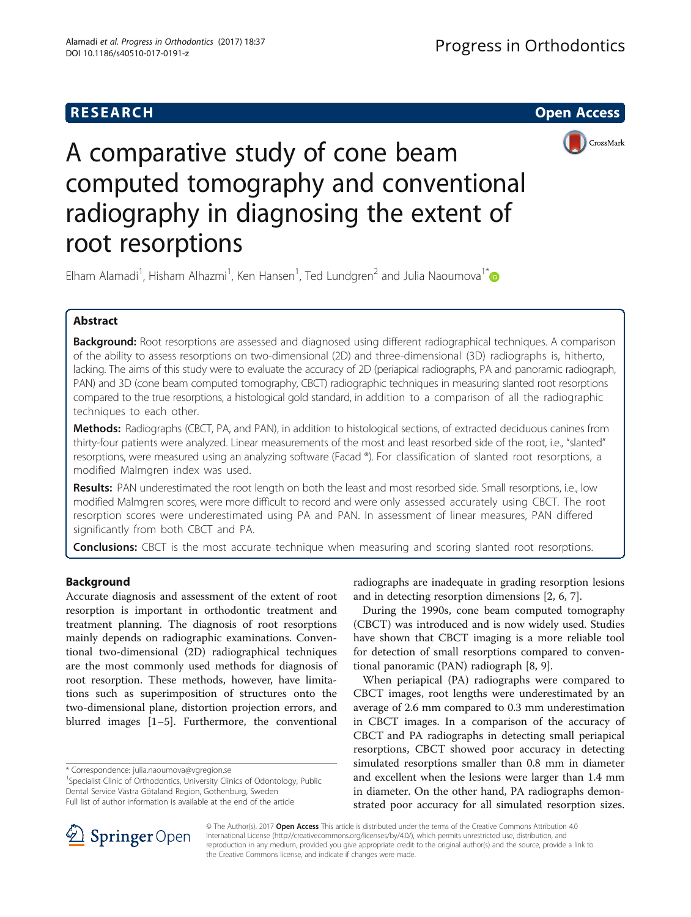RESEARCH | Open Access

# A comparative study of cone beam computed tomography and conventional radiography in diagnosing the extent of root resorptions

Elham Alamadi[1], Hisham Alhazmi[1], Ken Hansen[1], Ted Lundgren[2] and Julia Naoumova[1*]

## Abstract

**Background:** Root resorptions are assessed and diagnosed using different radiographical techniques. A comparison of the ability to assess resorptions on two-dimensional (2D) and three-dimensional (3D) radiographs is, hitherto, lacking. The aims of this study were to evaluate the accuracy of 2D (periapical radiographs, PA and panoramic radiograph, PAN) and 3D (cone beam computed tomography, CBCT) radiographic techniques in measuring slanted root resorptions compared to the true resorptions, a histological gold standard, in addition to a comparison of all the radiographic techniques to each other.

**Methods:** Radiographs (CBCT, PA, and PAN), in addition to histological sections, of extracted deciduous canines from thirty-four patients were analyzed. Linear measurements of the most and least resorbed side of the root, i.e., "slanted" resorptions, were measured using an analyzing software (Facad ®). For classification of slanted root resorptions, a modified Malmgren index was used.

**Results:** PAN underestimated the root length on both the least and most resorbed side. Small resorptions, i.e., low modified Malmgren scores, were more difficult to record and were only assessed accurately using CBCT. The root resorption scores were underestimated using PA and PAN. In assessment of linear measures, PAN differed significantly from both CBCT and PA.

**Conclusions:** CBCT is the most accurate technique when measuring and scoring slanted root resorptions.

## Background

Accurate diagnosis and assessment of the extent of root resorption is important in orthodontic treatment and treatment planning. The diagnosis of root resorptions mainly depends on radiographic examinations. Conventional two-dimensional (2D) radiographical techniques are the most commonly used methods for diagnosis of root resorption. These methods, however, have limitations such as superimposition of structures onto the two-dimensional plane, distortion projection errors, and blurred images [1–5]. Furthermore, the conventional radiographs are inadequate in grading resorption lesions and in detecting resorption dimensions [2, 6, 7].

During the 1990s, cone beam computed tomography (CBCT) was introduced and is now widely used. Studies have shown that CBCT imaging is a more reliable tool for detection of small resorptions compared to conventional panoramic (PAN) radiograph [8, 9].

When periapical (PA) radiographs were compared to CBCT images, root lengths were underestimated by an average of 2.6 mm compared to 0.3 mm underestimation in CBCT images. In a comparison of the accuracy of CBCT and PA radiographs in detecting small periapical resorptions, CBCT showed poor accuracy in detecting simulated resorptions smaller than 0.8 mm in diameter and excellent when the lesions were larger than 1.4 mm in diameter. On the other hand, PA radiographs demonstrated poor accuracy for all simulated resorption sizes.

\* Correspondence: julia.naoumova@vgregion.se

[1]Specialist Clinic of Orthodontics, University Clinics of Odontology, Public Dental Service Västra Götaland Region, Gothenburg, Sweden

Full list of author information is available at the end of the article

© The Author(s). 2017 **Open Access** This article is distributed under the terms of the Creative Commons Attribution 4.0 International License (http://creativecommons.org/licenses/by/4.0/), which permits unrestricted use, distribution, and reproduction in any medium, provided you give appropriate credit to the original author(s) and the source, provide a link to the Creative Commons license, and indicate if changes were made.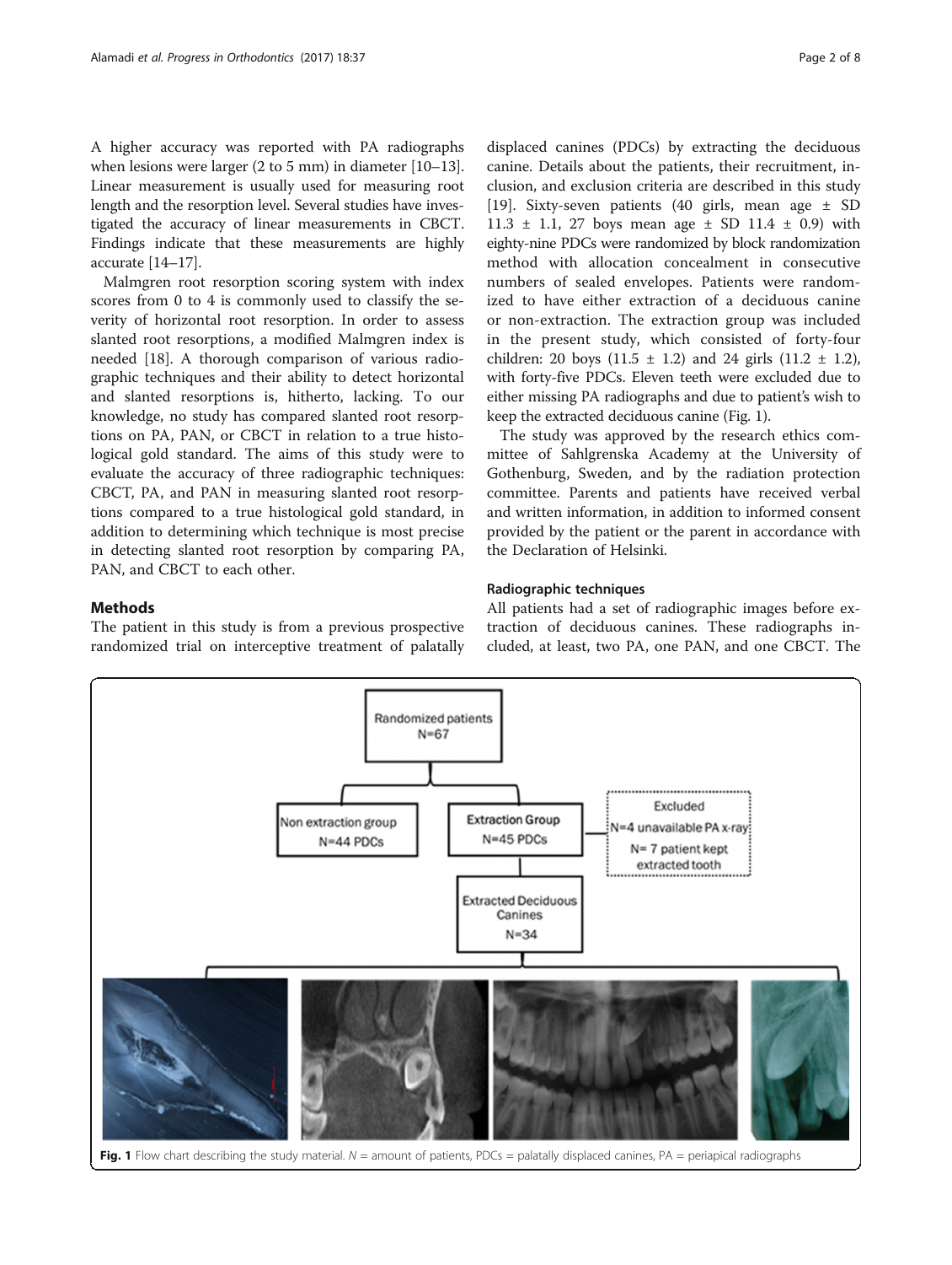A higher accuracy was reported with PA radiographs when lesions were larger (2 to 5 mm) in diameter [10–13]. Linear measurement is usually used for measuring root length and the resorption level. Several studies have investigated the accuracy of linear measurements in CBCT. Findings indicate that these measurements are highly accurate [14–17].

Malmgren root resorption scoring system with index scores from 0 to 4 is commonly used to classify the severity of horizontal root resorption. In order to assess slanted root resorptions, a modified Malmgren index is needed [18]. A thorough comparison of various radiographic techniques and their ability to detect horizontal and slanted resorptions is, hitherto, lacking. To our knowledge, no study has compared slanted root resorptions on PA, PAN, or CBCT in relation to a true histological gold standard. The aims of this study were to evaluate the accuracy of three radiographic techniques: CBCT, PA, and PAN in measuring slanted root resorptions compared to a true histological gold standard, in addition to determining which technique is most precise in detecting slanted root resorption by comparing PA, PAN, and CBCT to each other.

## Methods

The patient in this study is from a previous prospective randomized trial on interceptive treatment of palatally displaced canines (PDCs) by extracting the deciduous canine. Details about the patients, their recruitment, inclusion, and exclusion criteria are described in this study [19]. Sixty-seven patients (40 girls, mean age ± SD 11.3 ± 1.1, 27 boys mean age ± SD 11.4 ± 0.9) with eighty-nine PDCs were randomized by block randomization method with allocation concealment in consecutive numbers of sealed envelopes. Patients were randomized to have either extraction of a deciduous canine or non-extraction. The extraction group was included in the present study, which consisted of forty-four children: 20 boys (11.5 ± 1.2) and 24 girls (11.2 ± 1.2), with forty-five PDCs. Eleven teeth were excluded due to either missing PA radiographs and due to patient's wish to keep the extracted deciduous canine (Fig. 1).

The study was approved by the research ethics committee of Sahlgrenska Academy at the University of Gothenburg, Sweden, and by the radiation protection committee. Parents and patients have received verbal and written information, in addition to informed consent provided by the patient or the parent in accordance with the Declaration of Helsinki.

### Radiographic techniques

All patients had a set of radiographic images before extraction of deciduous canines. These radiographs included, at least, two PA, one PAN, and one CBCT. The

**Fig. 1** Flow chart describing the study material. *N* = amount of patients, PDCs = palatally displaced canines, PA = periapical radiographs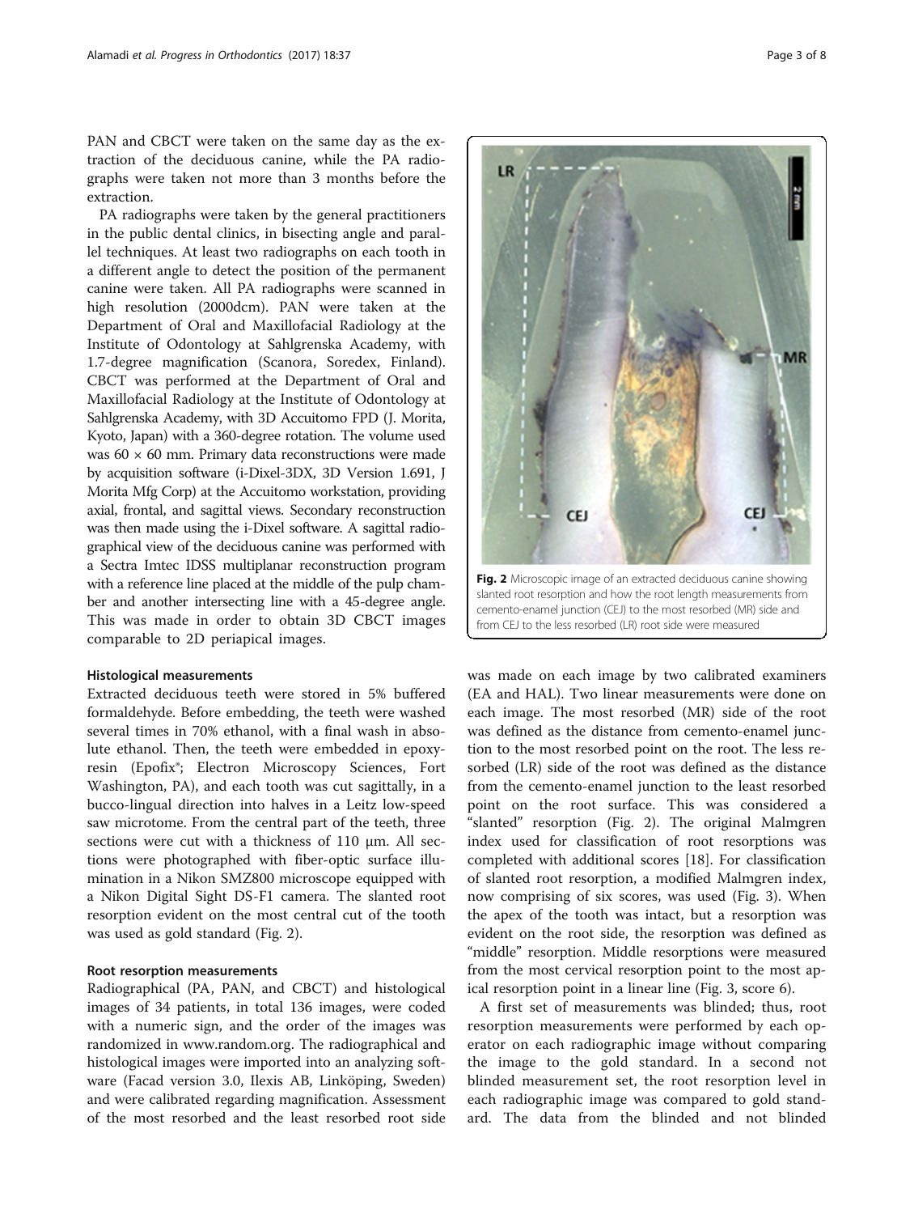PAN and CBCT were taken on the same day as the extraction of the deciduous canine, while the PA radiographs were taken not more than 3 months before the extraction.

PA radiographs were taken by the general practitioners in the public dental clinics, in bisecting angle and parallel techniques. At least two radiographs on each tooth in a different angle to detect the position of the permanent canine were taken. All PA radiographs were scanned in high resolution (2000dcm). PAN were taken at the Department of Oral and Maxillofacial Radiology at the Institute of Odontology at Sahlgrenska Academy, with 1.7-degree magnification (Scanora, Soredex, Finland). CBCT was performed at the Department of Oral and Maxillofacial Radiology at the Institute of Odontology at Sahlgrenska Academy, with 3D Accuitomo FPD (J. Morita, Kyoto, Japan) with a 360-degree rotation. The volume used was 60 × 60 mm. Primary data reconstructions were made by acquisition software (i-Dixel-3DX, 3D Version 1.691, J Morita Mfg Corp) at the Accuitomo workstation, providing axial, frontal, and sagittal views. Secondary reconstruction was then made using the i-Dixel software. A sagittal radiographical view of the deciduous canine was performed with a Sectra Imtec IDSS multiplanar reconstruction program with a reference line placed at the middle of the pulp chamber and another intersecting line with a 45-degree angle. This was made in order to obtain 3D CBCT images comparable to 2D periapical images.

### Histological measurements

Extracted deciduous teeth were stored in 5% buffered formaldehyde. Before embedding, the teeth were washed several times in 70% ethanol, with a final wash in absolute ethanol. Then, the teeth were embedded in epoxy-resin (Epofix®; Electron Microscopy Sciences, Fort Washington, PA), and each tooth was cut sagittally, in a bucco-lingual direction into halves in a Leitz low-speed saw microtome. From the central part of the teeth, three sections were cut with a thickness of 110 μm. All sections were photographed with fiber-optic surface illumination in a Nikon SMZ800 microscope equipped with a Nikon Digital Sight DS-F1 camera. The slanted root resorption evident on the most central cut of the tooth was used as gold standard (Fig. 2).

### Root resorption measurements

Radiographical (PA, PAN, and CBCT) and histological images of 34 patients, in total 136 images, were coded with a numeric sign, and the order of the images was randomized in www.random.org. The radiographical and histological images were imported into an analyzing software (Facad version 3.0, Ilexis AB, Linköping, Sweden) and were calibrated regarding magnification. Assessment of the most resorbed and the least resorbed root side was made on each image by two calibrated examiners (EA and HAL). Two linear measurements were done on each image. The most resorbed (MR) side of the root was defined as the distance from cemento-enamel junction to the most resorbed point on the root. The less resorbed (LR) side of the root was defined as the distance from the cemento-enamel junction to the least resorbed point on the root surface. This was considered a "slanted" resorption (Fig. 2). The original Malmgren index used for classification of root resorptions was completed with additional scores [18]. For classification of slanted root resorption, a modified Malmgren index, now comprising of six scores, was used (Fig. 3). When the apex of the tooth was intact, but a resorption was evident on the root side, the resorption was defined as "middle" resorption. Middle resorptions were measured from the most cervical resorption point to the most apical resorption point in a linear line (Fig. 3, score 6).

Fig. 2 Microscopic image of an extracted deciduous canine showing slanted root resorption and how the root length measurements from cemento-enamel junction (CEJ) to the most resorbed (MR) side and from CEJ to the less resorbed (LR) root side were measured

A first set of measurements was blinded; thus, root resorption measurements were performed by each operator on each radiographic image without comparing the image to the gold standard. In a second not blinded measurement set, the root resorption level in each radiographic image was compared to gold standard. The data from the blinded and not blinded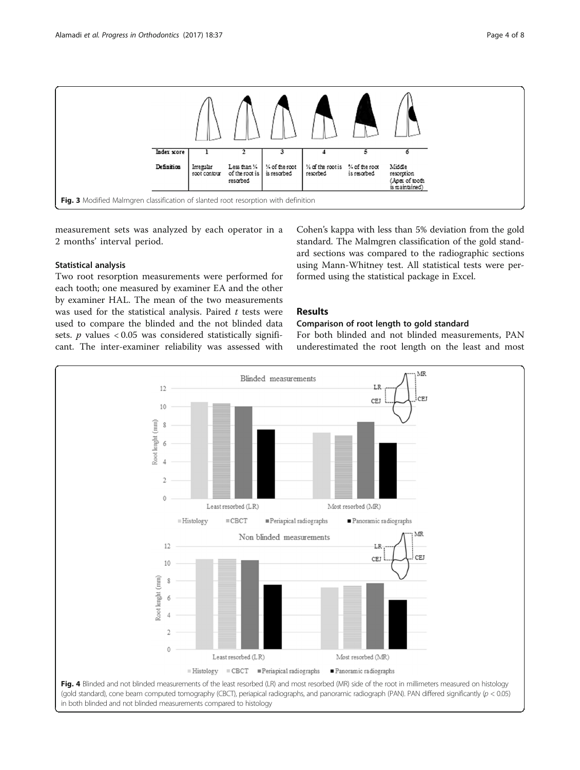Fig. 3 Modified Malmgren classification of slanted root resorption with definition

measurement sets was analyzed by each operator in a 2 months' interval period.

### Statistical analysis

Two root resorption measurements were performed for each tooth; one measured by examiner EA and the other by examiner HAL. The mean of the two measurements was used for the statistical analysis. Paired *t* tests were used to compare the blinded and the not blinded data sets. *p* values $< 0.05$ was considered statistically significant. The inter-examiner reliability was assessed with Cohen's kappa with less than 5% deviation from the gold standard. The Malmgren classification of the gold standard sections was compared to the radiographic sections using Mann-Whitney test. All statistical tests were performed using the statistical package in Excel.

## Results

### Comparison of root length to gold standard

For both blinded and not blinded measurements, PAN underestimated the root length on the least and most

Fig. 4 Blinded and not blinded measurements of the least resorbed (LR) and most resorbed (MR) side of the root in millimeters measured on histology (gold standard), cone beam computed tomography (CBCT), periapical radiographs, and panoramic radiograph (PAN). PAN differed significantly ($p < 0.05$) in both blinded and not blinded measurements compared to histology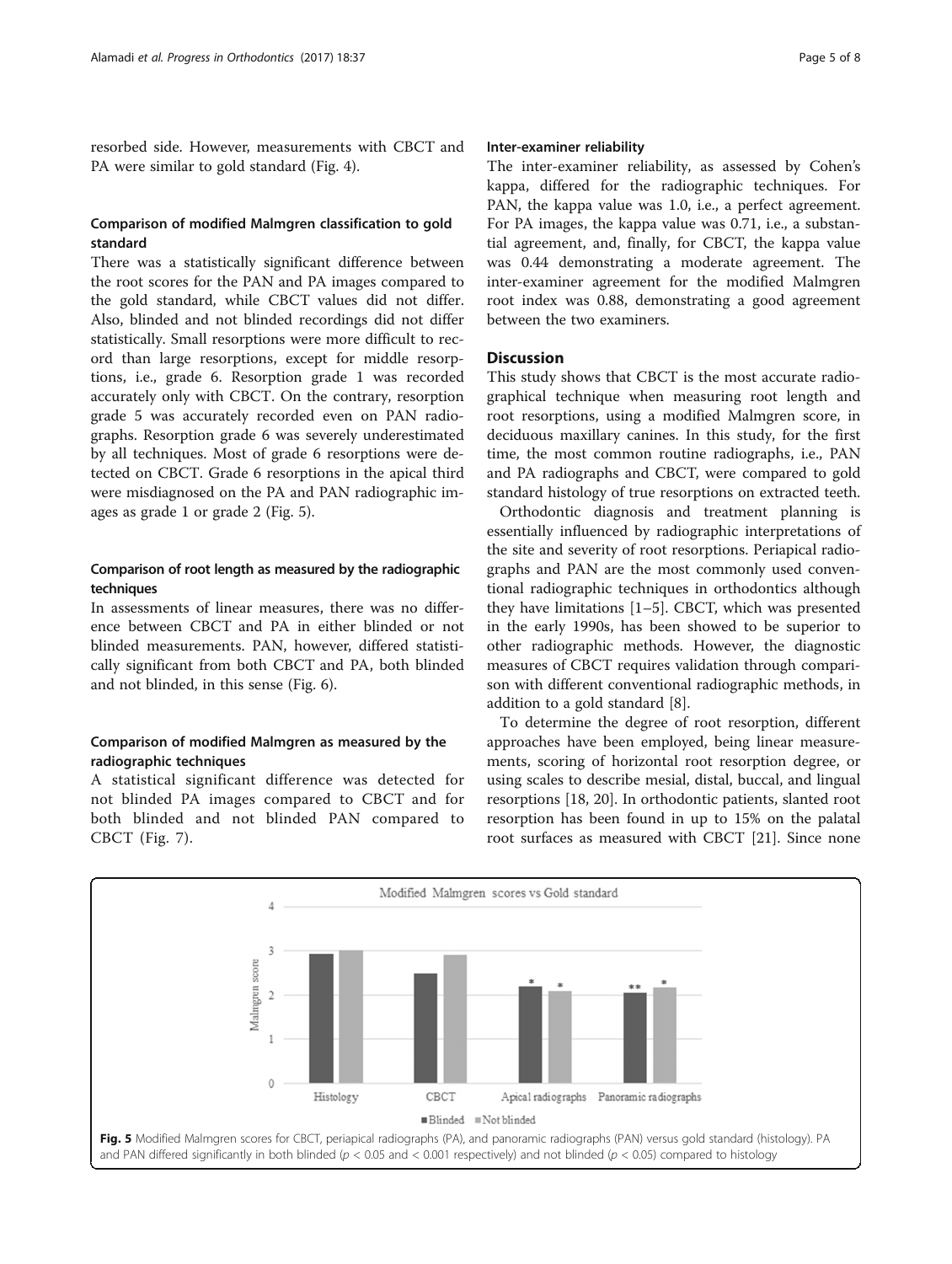resorbed side. However, measurements with CBCT and PA were similar to gold standard (Fig. 4).

### Comparison of modified Malmgren classification to gold standard

There was a statistically significant difference between the root scores for the PAN and PA images compared to the gold standard, while CBCT values did not differ. Also, blinded and not blinded recordings did not differ statistically. Small resorptions were more difficult to record than large resorptions, except for middle resorptions, i.e., grade 6. Resorption grade 1 was recorded accurately only with CBCT. On the contrary, resorption grade 5 was accurately recorded even on PAN radiographs. Resorption grade 6 was severely underestimated by all techniques. Most of grade 6 resorptions were detected on CBCT. Grade 6 resorptions in the apical third were misdiagnosed on the PA and PAN radiographic images as grade 1 or grade 2 (Fig. 5).

### Comparison of root length as measured by the radiographic techniques

In assessments of linear measures, there was no difference between CBCT and PA in either blinded or not blinded measurements. PAN, however, differed statistically significant from both CBCT and PA, both blinded and not blinded, in this sense (Fig. 6).

### Comparison of modified Malmgren as measured by the radiographic techniques

A statistical significant difference was detected for not blinded PA images compared to CBCT and for both blinded and not blinded PAN compared to CBCT (Fig. 7).

### Inter-examiner reliability

The inter-examiner reliability, as assessed by Cohen's kappa, differed for the radiographic techniques. For PAN, the kappa value was 1.0, i.e., a perfect agreement. For PA images, the kappa value was 0.71, i.e., a substantial agreement, and, finally, for CBCT, the kappa value was 0.44 demonstrating a moderate agreement. The inter-examiner agreement for the modified Malmgren root index was 0.88, demonstrating a good agreement between the two examiners.

## Discussion

This study shows that CBCT is the most accurate radiographical technique when measuring root length and root resorptions, using a modified Malmgren score, in deciduous maxillary canines. In this study, for the first time, the most common routine radiographs, i.e., PAN and PA radiographs and CBCT, were compared to gold standard histology of true resorptions on extracted teeth.

Orthodontic diagnosis and treatment planning is essentially influenced by radiographic interpretations of the site and severity of root resorptions. Periapical radiographs and PAN are the most commonly used conventional radiographic techniques in orthodontics although they have limitations [1–5]. CBCT, which was presented in the early 1990s, has been showed to be superior to other radiographic methods. However, the diagnostic measures of CBCT requires validation through comparison with different conventional radiographic methods, in addition to a gold standard [8].

To determine the degree of root resorption, different approaches have been employed, being linear measurements, scoring of horizontal root resorption degree, or using scales to describe mesial, distal, buccal, and lingual resorptions [18, 20]. In orthodontic patients, slanted root resorption has been found in up to 15% on the palatal root surfaces as measured with CBCT [21]. Since none

**Fig. 5** Modified Malmgren scores for CBCT, periapical radiographs (PA), and panoramic radiographs (PAN) versus gold standard (histology). PA and PAN differed significantly in both blinded ($p < 0.05$ and $< 0.001$ respectively) and not blinded ($p < 0.05$) compared to histology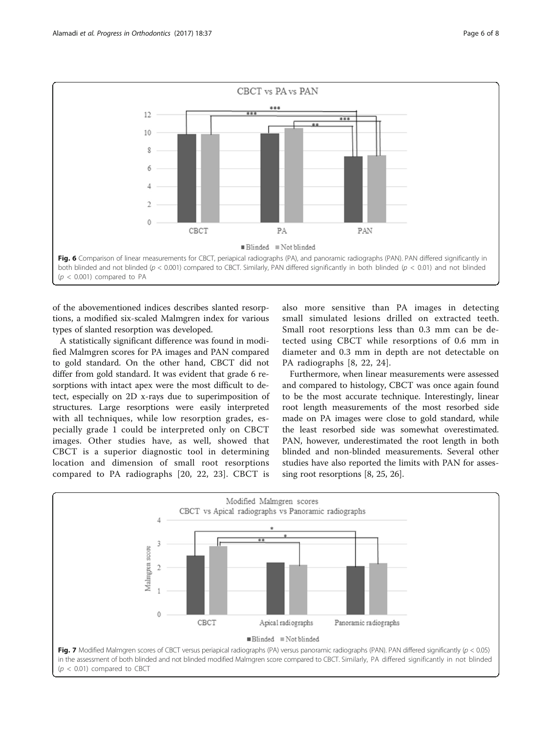Fig. 6 Comparison of linear measurements for CBCT, periapical radiographs (PA), and panoramic radiographs (PAN). PAN differed significantly in both blinded and not blinded ($p < 0.001$) compared to CBCT. Similarly, PAN differed significantly in both blinded ($p < 0.01$) and not blinded ($p < 0.001$) compared to PA

of the abovementioned indices describes slanted resorptions, a modified six-scaled Malmgren index for various types of slanted resorption was developed.

A statistically significant difference was found in modified Malmgren scores for PA images and PAN compared to gold standard. On the other hand, CBCT did not differ from gold standard. It was evident that grade 6 resorptions with intact apex were the most difficult to detect, especially on 2D x-rays due to superimposition of structures. Large resorptions were easily interpreted with all techniques, while low resorption grades, especially grade 1 could be interpreted only on CBCT images. Other studies have, as well, showed that CBCT is a superior diagnostic tool in determining location and dimension of small root resorptions compared to PA radiographs [20, 22, 23]. CBCT is also more sensitive than PA images in detecting small simulated lesions drilled on extracted teeth. Small root resorptions less than 0.3 mm can be detected using CBCT while resorptions of 0.6 mm in diameter and 0.3 mm in depth are not detectable on PA radiographs [8, 22, 24].

Furthermore, when linear measurements were assessed and compared to histology, CBCT was once again found to be the most accurate technique. Interestingly, linear root length measurements of the most resorbed side made on PA images were close to gold standard, while the least resorbed side was somewhat overestimated. PAN, however, underestimated the root length in both blinded and non-blinded measurements. Several other studies have also reported the limits with PAN for assessing root resorptions [8, 25, 26].

Fig. 7 Modified Malmgren scores of CBCT versus periapical radiographs (PA) versus panoramic radiographs (PAN). PAN differed significantly ($p < 0.05$) in the assessment of both blinded and not blinded modified Malmgren score compared to CBCT. Similarly, PA differed significantly in not blinded ($p < 0.01$) compared to CBCT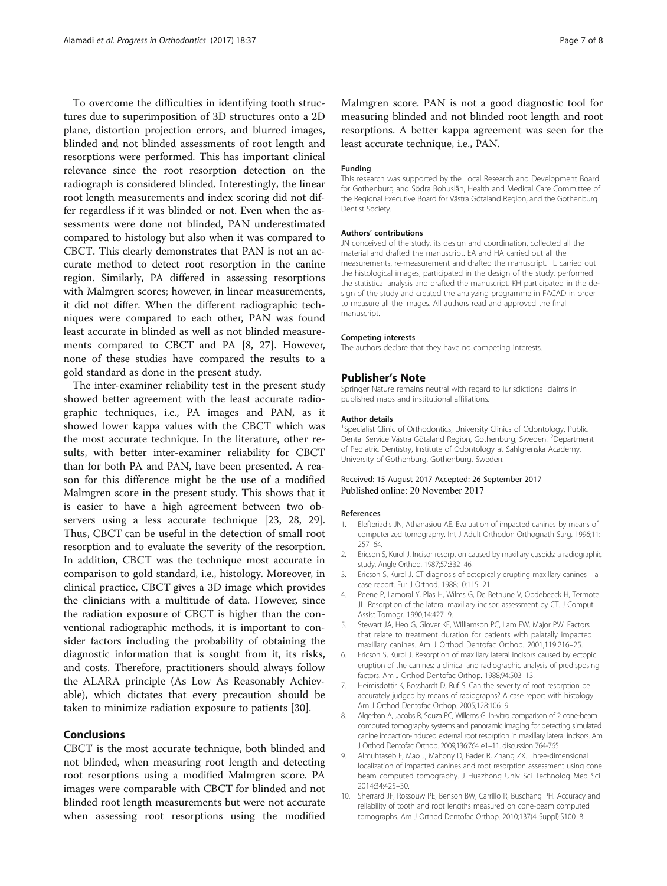To overcome the difficulties in identifying tooth structures due to superimposition of 3D structures onto a 2D plane, distortion projection errors, and blurred images, blinded and not blinded assessments of root length and resorptions were performed. This has important clinical relevance since the root resorption detection on the radiograph is considered blinded. Interestingly, the linear root length measurements and index scoring did not differ regardless if it was blinded or not. Even when the assessments were done not blinded, PAN underestimated compared to histology but also when it was compared to CBCT. This clearly demonstrates that PAN is not an accurate method to detect root resorption in the canine region. Similarly, PA differed in assessing resorptions with Malmgren scores; however, in linear measurements, it did not differ. When the different radiographic techniques were compared to each other, PAN was found least accurate in blinded as well as not blinded measurements compared to CBCT and PA [8, 27]. However, none of these studies have compared the results to a gold standard as done in the present study.

The inter-examiner reliability test in the present study showed better agreement with the least accurate radiographic techniques, i.e., PA images and PAN, as it showed lower kappa values with the CBCT which was the most accurate technique. In the literature, other results, with better inter-examiner reliability for CBCT than for both PA and PAN, have been presented. A reason for this difference might be the use of a modified Malmgren score in the present study. This shows that it is easier to have a high agreement between two observers using a less accurate technique [23, 28, 29]. Thus, CBCT can be useful in the detection of small root resorption and to evaluate the severity of the resorption. In addition, CBCT was the technique most accurate in comparison to gold standard, i.e., histology. Moreover, in clinical practice, CBCT gives a 3D image which provides the clinicians with a multitude of data. However, since the radiation exposure of CBCT is higher than the conventional radiographic methods, it is important to consider factors including the probability of obtaining the diagnostic information that is sought from it, its risks, and costs. Therefore, practitioners should always follow the ALARA principle (As Low As Reasonably Achievable), which dictates that every precaution should be taken to minimize radiation exposure to patients [30].

## Conclusions

CBCT is the most accurate technique, both blinded and not blinded, when measuring root length and detecting root resorptions using a modified Malmgren score. PA images were comparable with CBCT for blinded and not blinded root length measurements but were not accurate when assessing root resorptions using the modified Malmgren score. PAN is not a good diagnostic tool for measuring blinded and not blinded root length and root resorptions. A better kappa agreement was seen for the least accurate technique, i.e., PAN.

#### Funding

This research was supported by the Local Research and Development Board for Gothenburg and Södra Bohuslän, Health and Medical Care Committee of the Regional Executive Board for Västra Götaland Region, and the Gothenburg Dentist Society.

#### Authors' contributions

JN conceived of the study, its design and coordination, collected all the material and drafted the manuscript. EA and HA carried out all the measurements, re-measurement and drafted the manuscript. TL carried out the histological images, participated in the design of the study, performed the statistical analysis and drafted the manuscript. KH participated in the design of the study and created the analyzing programme in FACAD in order to measure all the images. All authors read and approved the final manuscript.

#### Competing interests

The authors declare that they have no competing interests.

## Publisher's Note

Springer Nature remains neutral with regard to jurisdictional claims in published maps and institutional affiliations.

#### Author details

[1]Specialist Clinic of Orthodontics, University Clinics of Odontology, Public Dental Service Västra Götaland Region, Gothenburg, Sweden. [2]Department of Pediatric Dentistry, Institute of Odontology at Sahlgrenska Academy, University of Gothenburg, Gothenburg, Sweden.

Received: 15 August 2017 Accepted: 26 September 2017
Published online: 20 November 2017

#### References

1. Elefteriadis JN, Athanasiou AE. Evaluation of impacted canines by means of computerized tomography. Int J Adult Orthodon Orthognath Surg. 1996;11:257–64.
2. Ericson S, Kurol J. Incisor resorption caused by maxillary cuspids: a radiographic study. Angle Orthod. 1987;57:332–46.
3. Ericson S, Kurol J. CT diagnosis of ectopically erupting maxillary canines—a case report. Eur J Orthod. 1988;10:115–21.
4. Peene P, Lamoral Y, Plas H, Wilms G, De Bethune V, Opdebeeck H, Termote JL. Resorption of the lateral maxillary incisor: assessment by CT. J Comput Assist Tomogr. 1990;14:427–9.
5. Stewart JA, Heo G, Glover KE, Williamson PC, Lam EW, Major PW. Factors that relate to treatment duration for patients with palatally impacted maxillary canines. Am J Orthod Dentofac Orthop. 2001;119:216–25.
6. Ericson S, Kurol J. Resorption of maxillary lateral incisors caused by ectopic eruption of the canines: a clinical and radiographic analysis of predisposing factors. Am J Orthod Dentofac Orthop. 1988;94:503–13.
7. Heimisdottir K, Bosshardt D, Ruf S. Can the severity of root resorption be accurately judged by means of radiographs? A case report with histology. Am J Orthod Dentofac Orthop. 2005;128:106–9.
8. Alqerban A, Jacobs R, Souza PC, Willems G. In-vitro comparison of 2 cone-beam computed tomography systems and panoramic imaging for detecting simulated canine impaction-induced external root resorption in maxillary lateral incisors. Am J Orthod Dentofac Orthop. 2009;136:764 e1–11. discussion 764-765
9. Almuhtaseb E, Mao J, Mahony D, Bader R, Zhang ZX. Three-dimensional localization of impacted canines and root resorption assessment using cone beam computed tomography. J Huazhong Univ Sci Technolog Med Sci. 2014;34:425–30.
10. Sherrard JF, Rossouw PE, Benson BW, Carrillo R, Buschang PH. Accuracy and reliability of tooth and root lengths measured on cone-beam computed tomographs. Am J Orthod Dentofac Orthop. 2010;137(4 Suppl):S100–8.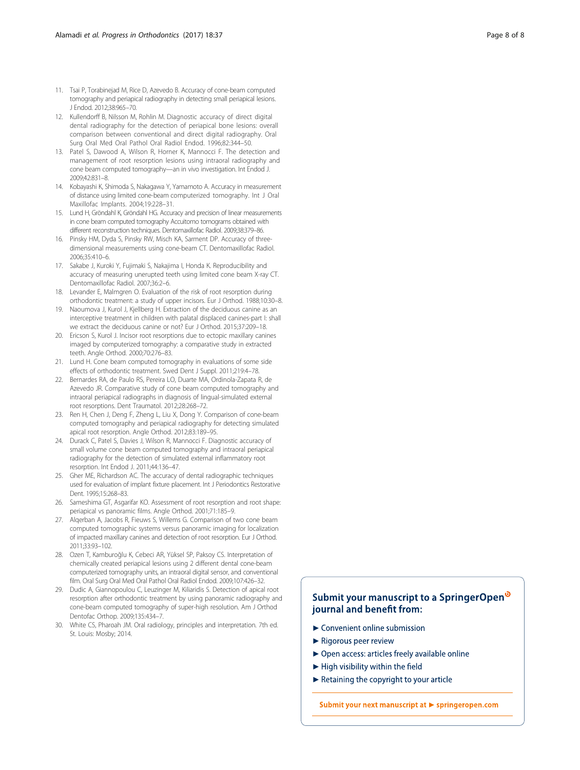11. Tsai P, Torabinejad M, Rice D, Azevedo B. Accuracy of cone-beam computed tomography and periapical radiography in detecting small periapical lesions. J Endod. 2012;38:965–70.
12. Kullendorff B, Nilsson M, Rohlin M. Diagnostic accuracy of direct digital dental radiography for the detection of periapical bone lesions: overall comparison between conventional and direct digital radiography. Oral Surg Oral Med Oral Pathol Oral Radiol Endod. 1996;82:344–50.
13. Patel S, Dawood A, Wilson R, Horner K, Mannocci F. The detection and management of root resorption lesions using intraoral radiography and cone beam computed tomography—an in vivo investigation. Int Endod J. 2009;42:831–8.
14. Kobayashi K, Shimoda S, Nakagawa Y, Yamamoto A. Accuracy in measurement of distance using limited cone-beam computerized tomography. Int J Oral Maxillofac Implants. 2004;19:228–31.
15. Lund H, Gröndahl K, Gröndahl HG. Accuracy and precision of linear measurements in cone beam computed tomography Accuitomo tomograms obtained with different reconstruction techniques. Dentomaxillofac Radiol. 2009;38:379–86.
16. Pinsky HM, Dyda S, Pinsky RW, Misch KA, Sarment DP. Accuracy of three-dimensional measurements using cone-beam CT. Dentomaxillofac Radiol. 2006;35:410–6.
17. Sakabe J, Kuroki Y, Fujimaki S, Nakajima I, Honda K. Reproducibility and accuracy of measuring unerupted teeth using limited cone beam X-ray CT. Dentomaxillofac Radiol. 2007;36:2–6.
18. Levander E, Malmgren O. Evaluation of the risk of root resorption during orthodontic treatment: a study of upper incisors. Eur J Orthod. 1988;10:30–8.
19. Naoumova J, Kurol J, Kjellberg H. Extraction of the deciduous canine as an interceptive treatment in children with palatal displaced canines-part I: shall we extract the deciduous canine or not? Eur J Orthod. 2015;37:209–18.
20. Ericson S, Kurol J. Incisor root resorptions due to ectopic maxillary canines imaged by computerized tomography: a comparative study in extracted teeth. Angle Orthod. 2000;70:276–83.
21. Lund H. Cone beam computed tomography in evaluations of some side effects of orthodontic treatment. Swed Dent J Suppl. 2011;219:4–78.
22. Bernardes RA, de Paulo RS, Pereira LO, Duarte MA, Ordinola-Zapata R, de Azevedo JR. Comparative study of cone beam computed tomography and intraoral periapical radiographs in diagnosis of lingual-simulated external root resorptions. Dent Traumatol. 2012;28:268–72.
23. Ren H, Chen J, Deng F, Zheng L, Liu X, Dong Y. Comparison of cone-beam computed tomography and periapical radiography for detecting simulated apical root resorption. Angle Orthod. 2012;83:189–95.
24. Durack C, Patel S, Davies J, Wilson R, Mannocci F. Diagnostic accuracy of small volume cone beam computed tomography and intraoral periapical radiography for the detection of simulated external inflammatory root resorption. Int Endod J. 2011;44:136–47.
25. Gher ME, Richardson AC. The accuracy of dental radiographic techniques used for evaluation of implant fixture placement. Int J Periodontics Restorative Dent. 1995;15:268–83.
26. Sameshima GT, Asgarifar KO. Assessment of root resorption and root shape: periapical vs panoramic films. Angle Orthod. 2001;71:185–9.
27. Alqerban A, Jacobs R, Fieuws S, Willems G. Comparison of two cone beam computed tomographic systems versus panoramic imaging for localization of impacted maxillary canines and detection of root resorption. Eur J Orthod. 2011;33:93–102.
28. Ozen T, Kamburoğlu K, Cebeci AR, Yüksel SP, Paksoy CS. Interpretation of chemically created periapical lesions using 2 different dental cone-beam computerized tomography units, an intraoral digital sensor, and conventional film. Oral Surg Oral Med Oral Pathol Oral Radiol Endod. 2009;107:426–32.
29. Dudic A, Giannopoulou C, Leuzinger M, Kiliaridis S. Detection of apical root resorption after orthodontic treatment by using panoramic radiography and cone-beam computed tomography of super-high resolution. Am J Orthod Dentofac Orthop. 2009;135:434–7.
30. White CS, Pharoah JM. Oral radiology, principles and interpretation. 7th ed. St. Louis: Mosby; 2014.

**Submit your manuscript to a SpringerOpen journal and benefit from:**

- ► Convenient online submission
- ► Rigorous peer review
- ► Open access: articles freely available online
- ► High visibility within the field
- ► Retaining the copyright to your article

**Submit your next manuscript at ► springeropen.com**